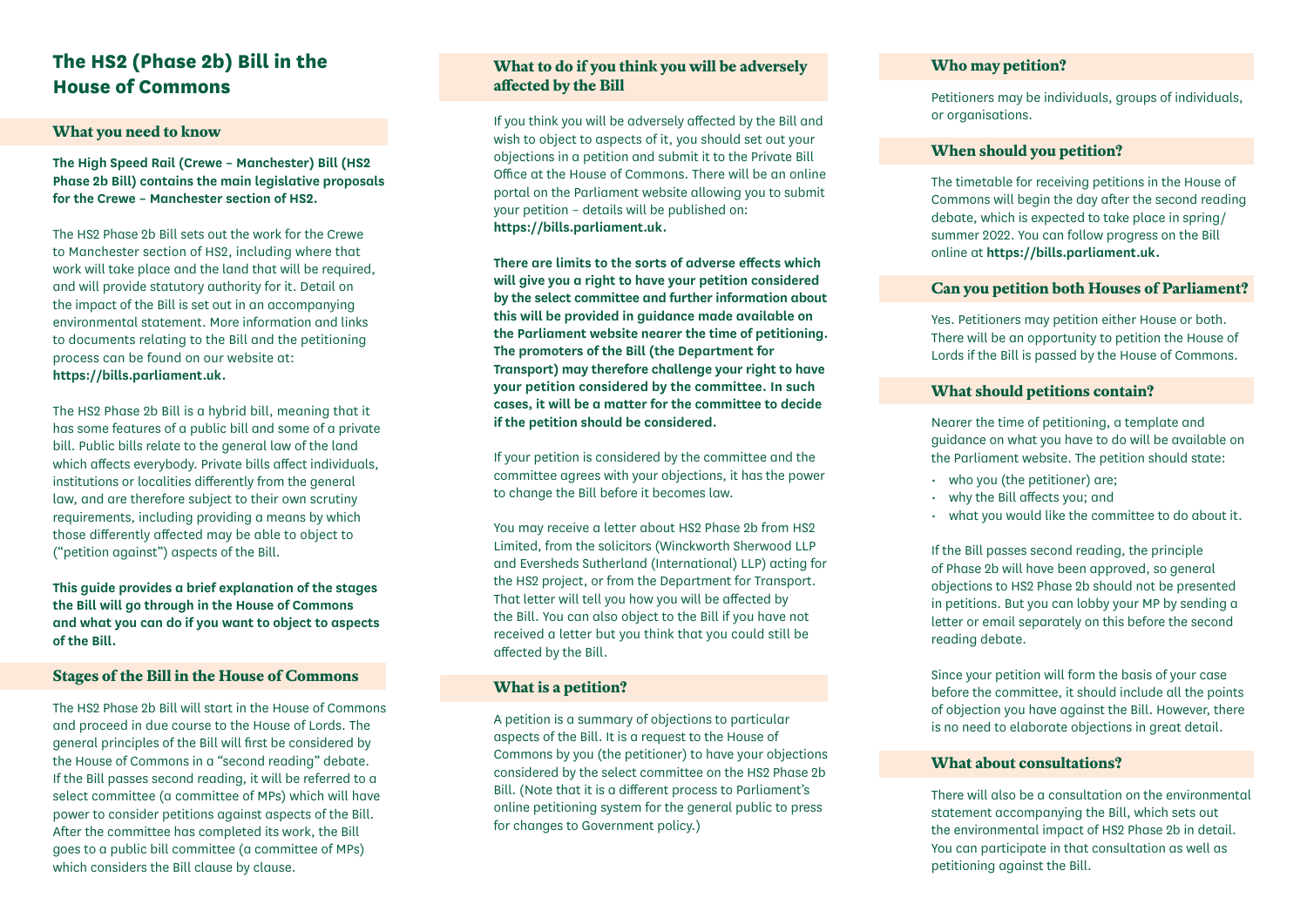# The HS2 (Phase 2b) Bill in the House of Commons

## What you need to know

**The High Speed Rail (Crewe – Manchester) Bill (HS2 Phase 2b Bill) contains the main legislative proposals for the Crewe – Manchester section of HS2.**

The HS2 Phase 2b Bill sets out the work for the Crewe to Manchester section of HS2, including where that work will take place and the land that will be required, and will provide statutory authority for it. Detail on the impact of the Bill is set out in an accompanying environmental statement. More information and links to documents relating to the Bill and the petitioning process can be found on our website at: **https://bills.parliament.uk.**

The HS2 Phase 2b Bill is a hybrid bill, meaning that it has some features of a public bill and some of a private bill. Public bills relate to the general law of the land which affects everybody. Private bills affect individuals, institutions or localities differently from the general law, and are therefore subject to their own scrutiny requirements, including providing a means by which those differently affected may be able to object to ("petition against") aspects of the Bill.

**This guide provides a brief explanation of the stages the Bill will go through in the House of Commons and what you can do if you want to object to aspects of the Bill.**

## Stages of the Bill in the House of Commons

The HS2 Phase 2b Bill will start in the House of Commons and proceed in due course to the House of Lords. The general principles of the Bill will first be considered by the House of Commons in a "second reading" debate. If the Bill passes second reading, it will be referred to a select committee (a committee of MPs) which will have power to consider petitions against aspects of the Bill. After the committee has completed its work, the Bill goes to a public bill committee (a committee of MPs) which considers the Bill clause by clause.

## What to do if you think you will be adversely affected by the Bill

If you think you will be adversely affected by the Bill and wish to object to aspects of it, you should set out your objections in a petition and submit it to the Private Bill Office at the House of Commons. There will be an online portal on the Parliament website allowing you to submit your petition – details will be published on: **https://bills.parliament.uk.**

**There are limits to the sorts of adverse effects which will give you a right to have your petition considered by the select committee and further information about this will be provided in guidance made available on the Parliament website nearer the time of petitioning. The promoters of the Bill (the Department for Transport) may therefore challenge your right to have your petition considered by the committee. In such cases, it will be a matter for the committee to decide if the petition should be considered.**

If your petition is considered by the committee and the committee agrees with your objections, it has the power to change the Bill before it becomes law.

You may receive a letter about HS2 Phase 2b from HS2 Limited, from the solicitors (Winckworth Sherwood LLP and Eversheds Sutherland (International) LLP) acting for the HS2 project, or from the Department for Transport. That letter will tell you how you will be affected by the Bill. You can also object to the Bill if you have not received a letter but you think that you could still be affected by the Bill.

## What is a petition?

A petition is a summary of objections to particular aspects of the Bill. It is a request to the House of Commons by you (the petitioner) to have your objections considered by the select committee on the HS2 Phase 2b Bill. (Note that it is a different process to Parliament's online petitioning system for the general public to press for changes to Government policy.)

## Who may petition?

Petitioners may be individuals, groups of individuals, or organisations.

## When should you petition?

The timetable for receiving petitions in the House of Commons will begin the day after the second reading debate, which is expected to take place in spring/summer 2022. You can follow progress on the Bill online at **https://bills.parliament.uk.**

## Can you petition both Houses of Parliament?

Yes. Petitioners may petition either House or both. There will be an opportunity to petition the House of Lords if the Bill is passed by the House of Commons.

## What should petitions contain?

Nearer the time of petitioning, a template and guidance on what you have to do will be available on the Parliament website. The petition should state:

- who you (the petitioner) are;
- why the Bill affects you; and
- what you would like the committee to do about it.

If the Bill passes second reading, the principle of Phase 2b will have been approved, so general objections to HS2 Phase 2b should not be presented in petitions. But you can lobby your MP by sending a letter or email separately on this before the second reading debate.

Since your petition will form the basis of your case before the committee, it should include all the points of objection you have against the Bill. However, there is no need to elaborate objections in great detail.

## What about consultations?

There will also be a consultation on the environmental statement accompanying the Bill, which sets out the environmental impact of HS2 Phase 2b in detail. You can participate in that consultation as well as petitioning against the Bill.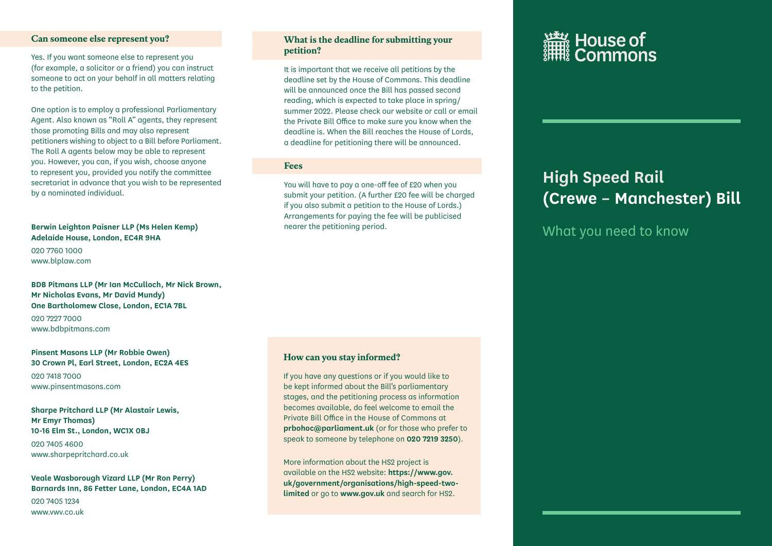## Can someone else represent you?

Yes. If you want someone else to represent you (for example, a solicitor or a friend) you can instruct someone to act on your behalf in all matters relating to the petition.

One option is to employ a professional Parliamentary Agent. Also known as "Roll A" agents, they represent those promoting Bills and may also represent petitioners wishing to object to a Bill before Parliament. The Roll A agents below may be able to represent you. However, you can, if you wish, choose anyone to represent you, provided you notify the committee secretariat in advance that you wish to be represented by a nominated individual.

**Berwin Leighton Paisner LLP (Ms Helen Kemp)**
**Adelaide House, London, EC4R 9HA**
020 7760 1000
www.blplaw.com

**BDB Pitmans LLP (Mr Ian McCulloch, Mr Nick Brown, Mr Nicholas Evans, Mr David Mundy)**
**One Bartholomew Close, London, EC1A 7BL**
020 7227 7000
www.bdbpitmans.com

**Pinsent Masons LLP (Mr Robbie Owen)**
**30 Crown Pl, Earl Street, London, EC2A 4ES**
020 7418 7000
www.pinsentmasons.com

**Sharpe Pritchard LLP (Mr Alastair Lewis, Mr Emyr Thomas)**
**10-16 Elm St., London, WC1X 0BJ**
020 7405 4600
www.sharpepritchard.co.uk

**Veale Wasborough Vizard LLP (Mr Ron Perry)**
**Barnards Inn, 86 Fetter Lane, London, EC4A 1AD**
020 7405 1234
www.vwv.co.uk

## What is the deadline for submitting your petition?

It is important that we receive all petitions by the deadline set by the House of Commons. This deadline will be announced once the Bill has passed second reading, which is expected to take place in spring/summer 2022. Please check our website or call or email the Private Bill Office to make sure you know when the deadline is. When the Bill reaches the House of Lords, a deadline for petitioning there will be announced.

## Fees

You will have to pay a one-off fee of £20 when you submit your petition. (A further £20 fee will be charged if you also submit a petition to the House of Lords.) Arrangements for paying the fee will be publicised nearer the petitioning period.

## How can you stay informed?

If you have any questions or if you would like to be kept informed about the Bill's parliamentary stages, and the petitioning process as information becomes available, do feel welcome to email the Private Bill Office in the House of Commons at **prbohoc@parliament.uk** (or for those who prefer to speak to someone by telephone on **020 7219 3250**).

More information about the HS2 project is available on the HS2 website: **https://www.gov.uk/government/organisations/high-speed-two-limited** or go to **www.gov.uk** and search for HS2.

House of Commons

# High Speed Rail (Crewe – Manchester) Bill

What you need to know